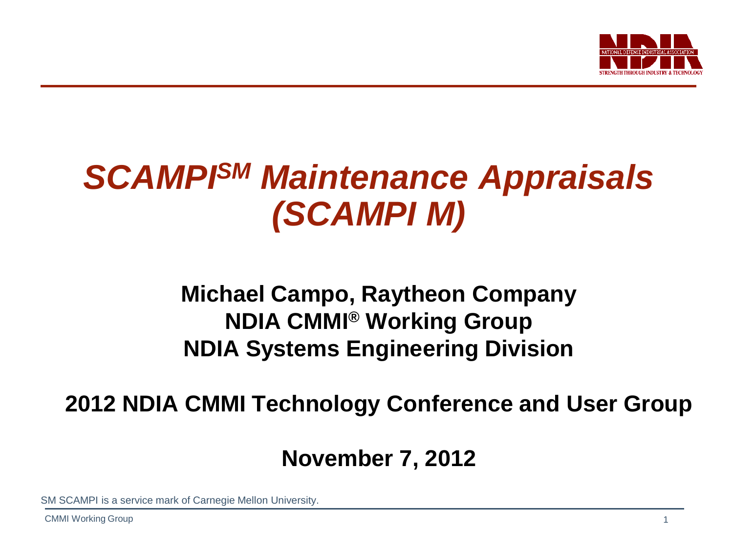# *SCAMPI[SM] Maintenance Appraisals (SCAMPI M)*

**Michael Campo, Raytheon Company**
**NDIA CMMI® Working Group**
**NDIA Systems Engineering Division**

**2012 NDIA CMMI Technology Conference and User Group**

**November 7, 2012**

SM SCAMPI is a service mark of Carnegie Mellon University.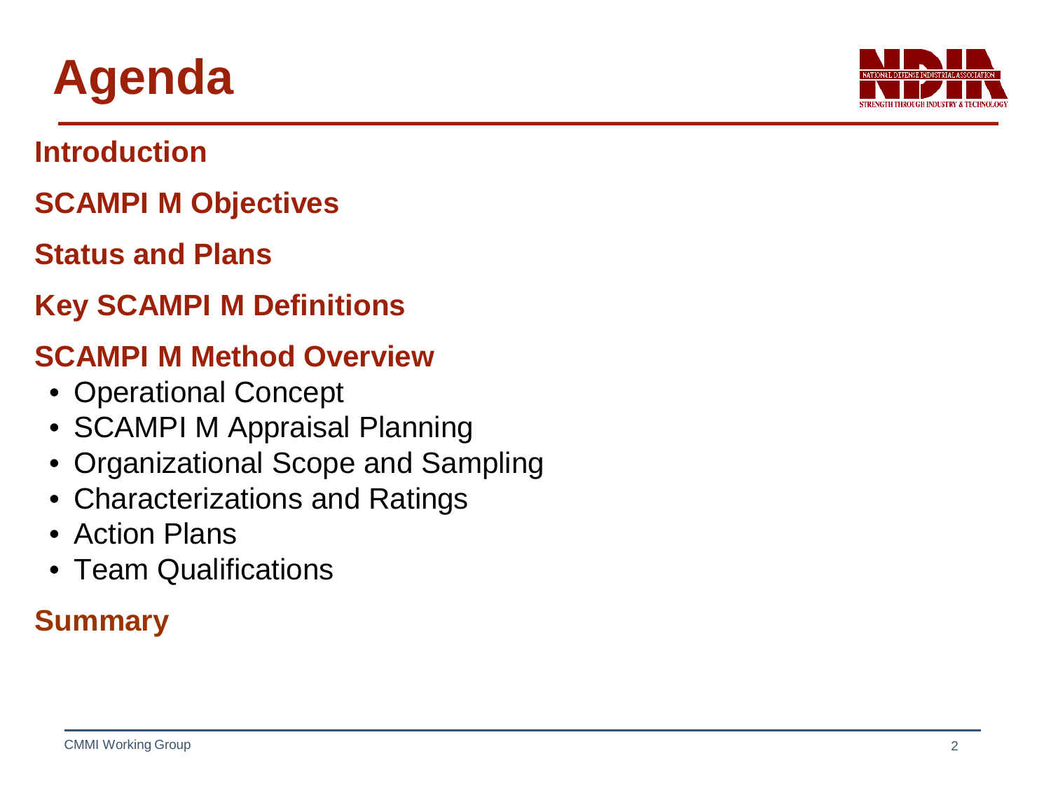# Agenda

**Introduction**

**SCAMPI M Objectives**

**Status and Plans**

**Key SCAMPI M Definitions**

**SCAMPI M Method Overview**

- Operational Concept
- SCAMPI M Appraisal Planning
- Organizational Scope and Sampling
- Characterizations and Ratings
- Action Plans
- Team Qualifications

**Summary**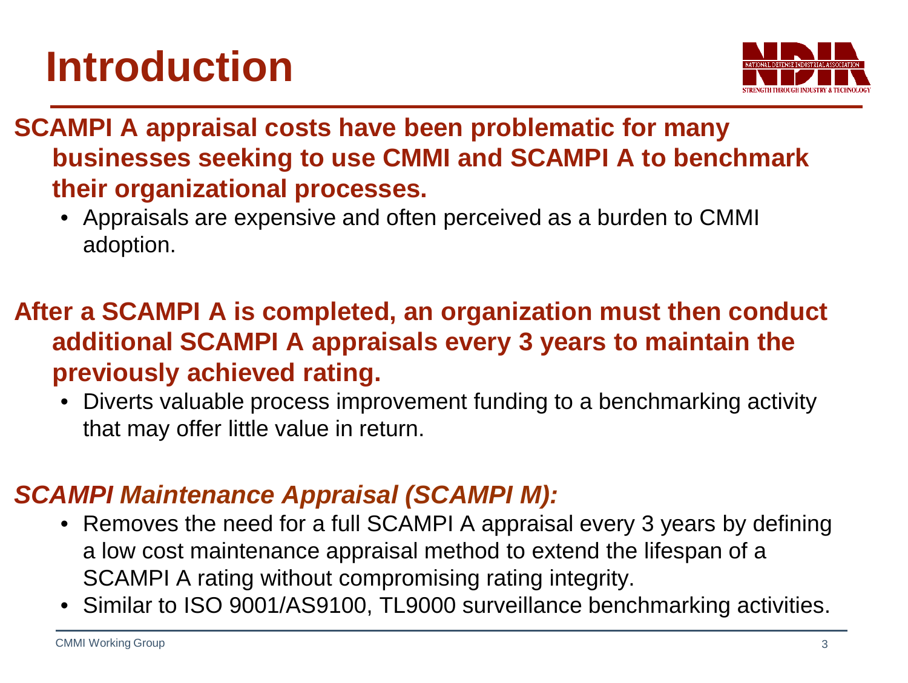# Introduction

**SCAMPI A appraisal costs have been problematic for many businesses seeking to use CMMI and SCAMPI A to benchmark their organizational processes.**

- Appraisals are expensive and often perceived as a burden to CMMI adoption.

**After a SCAMPI A is completed, an organization must then conduct additional SCAMPI A appraisals every 3 years to maintain the previously achieved rating.**

- Diverts valuable process improvement funding to a benchmarking activity that may offer little value in return.

***SCAMPI Maintenance Appraisal (SCAMPI M):***

- Removes the need for a full SCAMPI A appraisal every 3 years by defining a low cost maintenance appraisal method to extend the lifespan of a SCAMPI A rating without compromising rating integrity.
- Similar to ISO 9001/AS9100, TL9000 surveillance benchmarking activities.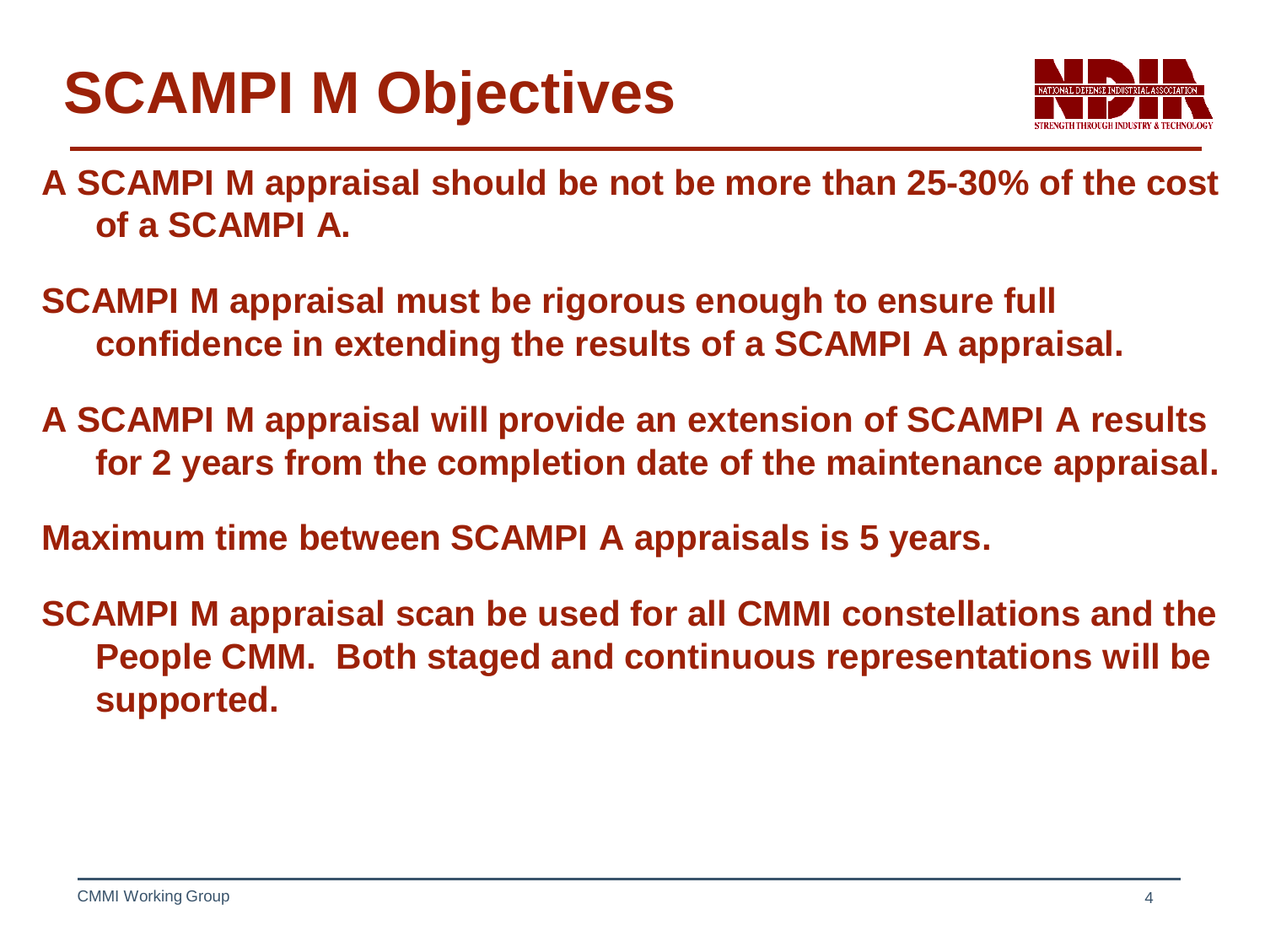# SCAMPI M Objectives

A SCAMPI M appraisal should be not be more than 25-30% of the cost of a SCAMPI A.

SCAMPI M appraisal must be rigorous enough to ensure full confidence in extending the results of a SCAMPI A appraisal.

A SCAMPI M appraisal will provide an extension of SCAMPI A results for 2 years from the completion date of the maintenance appraisal.

Maximum time between SCAMPI A appraisals is 5 years.

SCAMPI M appraisal scan be used for all CMMI constellations and the People CMM. Both staged and continuous representations will be supported.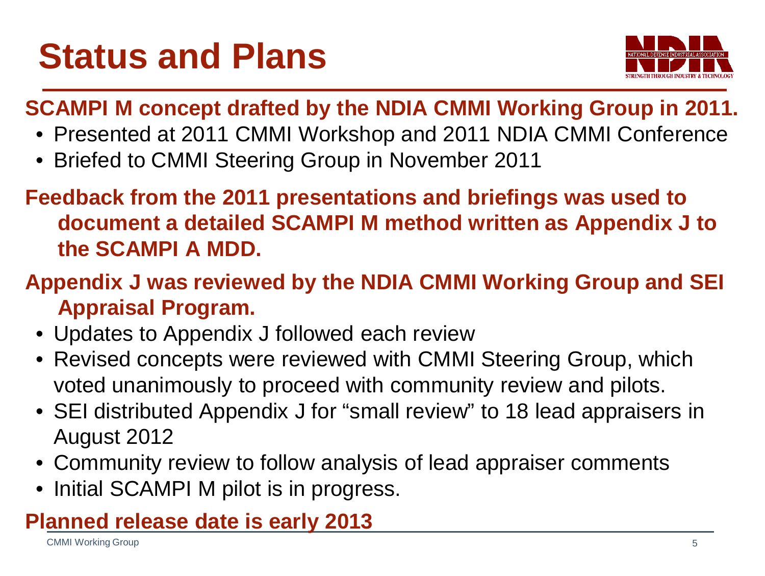# Status and Plans

**SCAMPI M concept drafted by the NDIA CMMI Working Group in 2011.**

- Presented at 2011 CMMI Workshop and 2011 NDIA CMMI Conference
- Briefed to CMMI Steering Group in November 2011

**Feedback from the 2011 presentations and briefings was used to document a detailed SCAMPI M method written as Appendix J to the SCAMPI A MDD.**

**Appendix J was reviewed by the NDIA CMMI Working Group and SEI Appraisal Program.**

- Updates to Appendix J followed each review
- Revised concepts were reviewed with CMMI Steering Group, which voted unanimously to proceed with community review and pilots.
- SEI distributed Appendix J for "small review" to 18 lead appraisers in August 2012
- Community review to follow analysis of lead appraiser comments
- Initial SCAMPI M pilot is in progress.

**Planned release date is early 2013**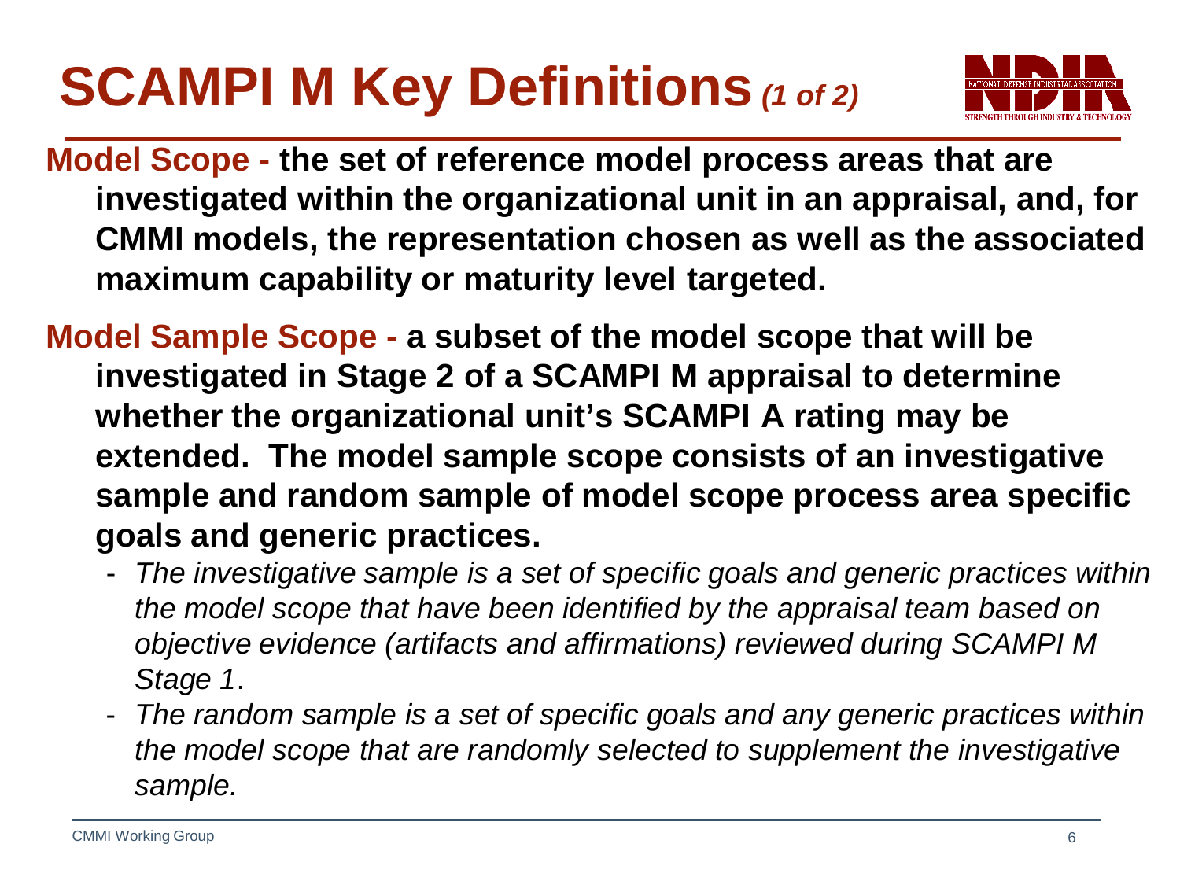# SCAMPI M Key Definitions *(1 of 2)*

**Model Scope - the set of reference model process areas that are investigated within the organizational unit in an appraisal, and, for CMMI models, the representation chosen as well as the associated maximum capability or maturity level targeted.**

**Model Sample Scope - a subset of the model scope that will be investigated in Stage 2 of a SCAMPI M appraisal to determine whether the organizational unit's SCAMPI A rating may be extended. The model sample scope consists of an investigative sample and random sample of model scope process area specific goals and generic practices.**

- *The investigative sample is a set of specific goals and generic practices within the model scope that have been identified by the appraisal team based on objective evidence (artifacts and affirmations) reviewed during SCAMPI M Stage 1*.
- *The random sample is a set of specific goals and any generic practices within the model scope that are randomly selected to supplement the investigative sample.*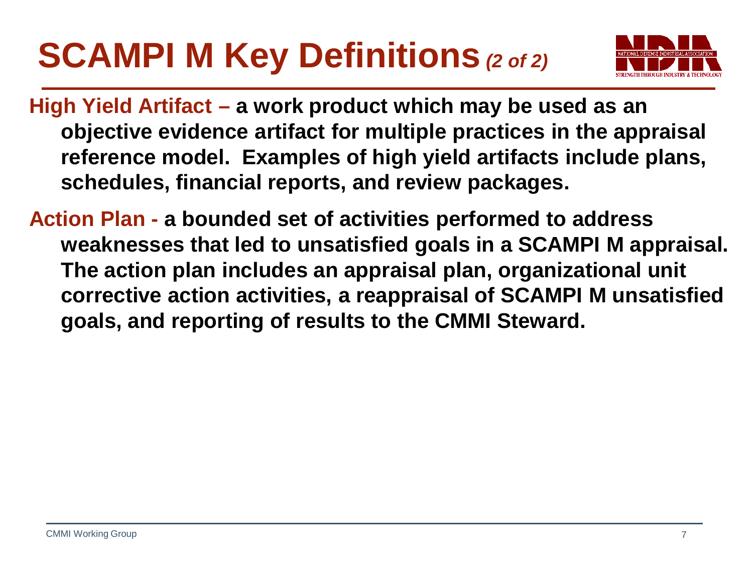# SCAMPI M Key Definitions *(2 of 2)*

**High Yield Artifact – a work product which may be used as an objective evidence artifact for multiple practices in the appraisal reference model. Examples of high yield artifacts include plans, schedules, financial reports, and review packages.**

**Action Plan - a bounded set of activities performed to address weaknesses that led to unsatisfied goals in a SCAMPI M appraisal. The action plan includes an appraisal plan, organizational unit corrective action activities, a reappraisal of SCAMPI M unsatisfied goals, and reporting of results to the CMMI Steward.**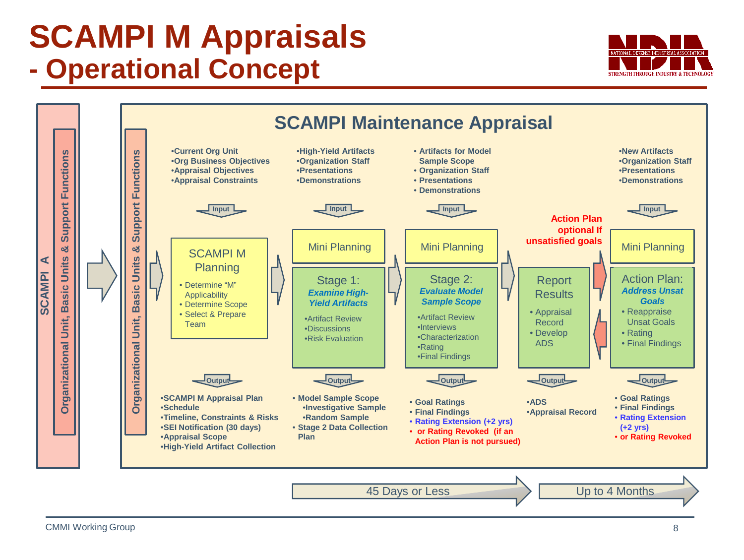# SCAMPI M Appraisals - Operational Concept

**SCAMPI A** — Organizational Unit, Basic Units & Support Functions

## SCAMPI Maintenance Appraisal

Organizational Unit, Basic Units & Support Functions

### SCAMPI M Planning

**Input:**
- Current Org Unit
- Org Business Objectives
- Appraisal Objectives
- Appraisal Constraints

**Activities:**
- Determine "M" Applicability
- Determine Scope
- Select & Prepare Team

**Output:**
- SCAMPI M Appraisal Plan
- Schedule
- Timeline, Constraints & Risks
- SEI Notification (30 days)
- Appraisal Scope
- High-Yield Artifact Collection

### Mini Planning / Stage 1: *Examine High-Yield Artifacts*

**Input:**
- High-Yield Artifacts
- Organization Staff
- Presentations
- Demonstrations

**Activities:**
- Artifact Review
- Discussions
- Risk Evaluation

**Output:**
- Model Sample Scope
  - Investigative Sample
  - Random Sample
- Stage 2 Data Collection Plan

### Mini Planning / Stage 2: *Evaluate Model Sample Scope*

**Input:**
- Artifacts for Model Sample Scope
- Organization Staff
- Presentations
- Demonstrations

**Activities:**
- Artifact Review
- Interviews
- Characterization
- Rating
- Final Findings

**Output:**
- Goal Ratings
- Final Findings
- Rating Extension (+2 yrs)
- or Rating Revoked (if an Action Plan is not pursued)

### Report Results

**Activities:**
- Appraisal Record
- Develop ADS

**Output:**
- ADS
- Appraisal Record

**Action Plan optional If unsatisfied goals**

### Mini Planning / Action Plan: *Address Unsat Goals*

**Input:**
- New Artifacts
- Organization Staff
- Presentations
- Demonstrations

**Activities:**
- Reappraise Unsat Goals
- Rating
- Final Findings

**Output:**
- Goal Ratings
- Final Findings
- Rating Extension (+2 yrs)
- or Rating Revoked

**Timeline:** 45 Days or Less → Up to 4 Months

CMMI Working Group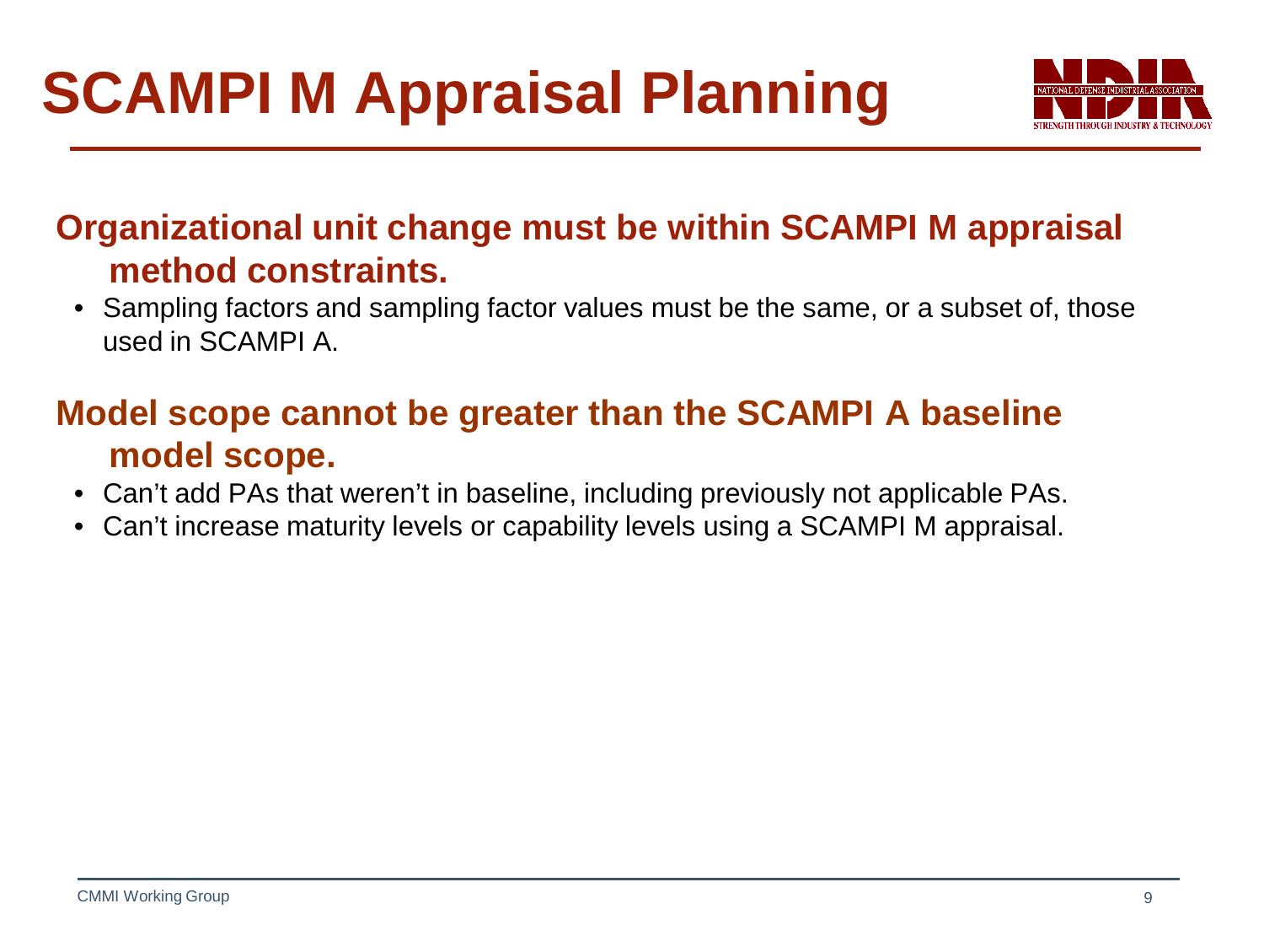# SCAMPI M Appraisal Planning

## Organizational unit change must be within SCAMPI M appraisal method constraints.

- Sampling factors and sampling factor values must be the same, or a subset of, those used in SCAMPI A.

## Model scope cannot be greater than the SCAMPI A baseline model scope.

- Can’t add PAs that weren’t in baseline, including previously not applicable PAs.
- Can’t increase maturity levels or capability levels using a SCAMPI M appraisal.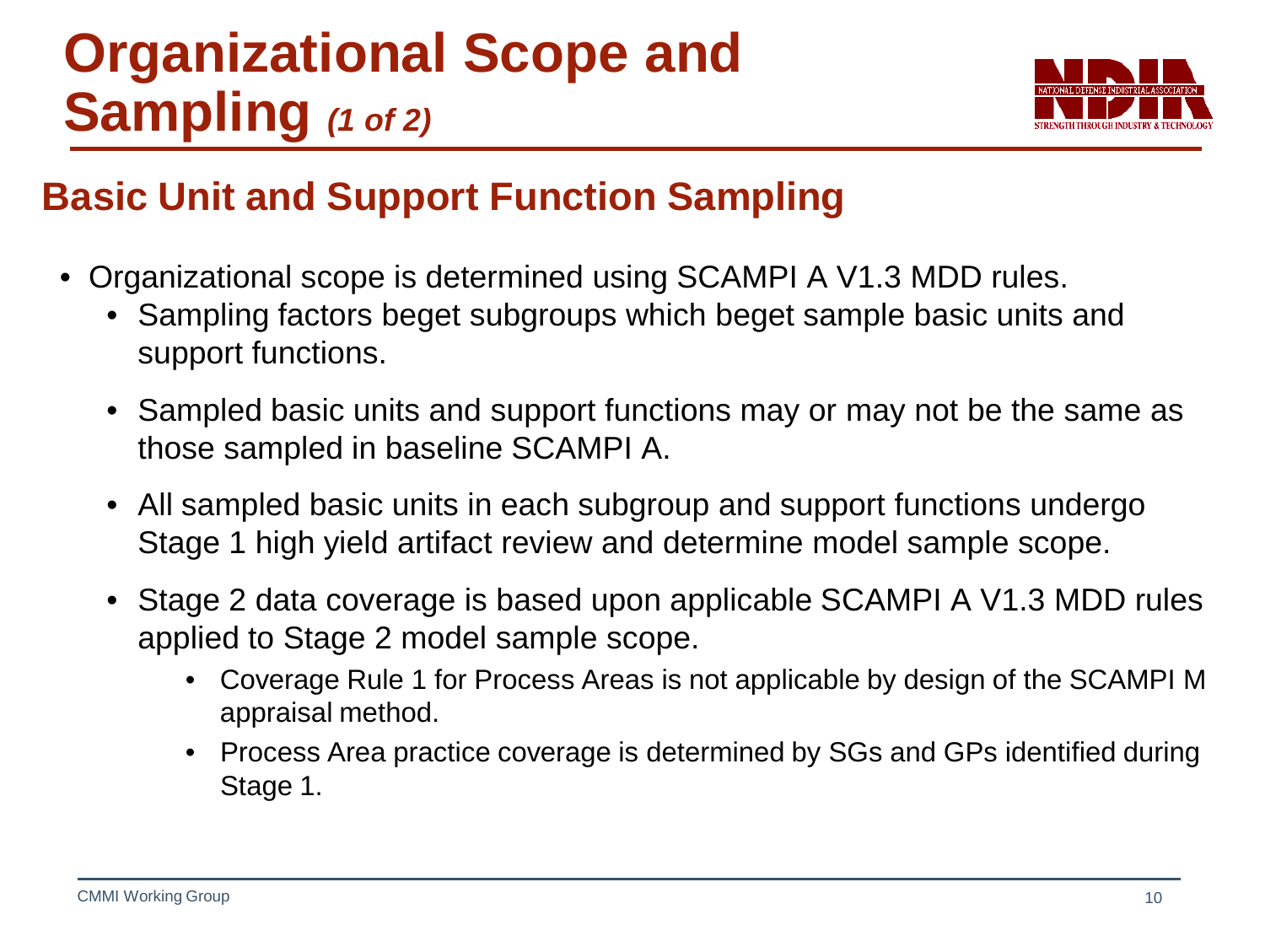# Organizational Scope and Sampling *(1 of 2)*

## Basic Unit and Support Function Sampling

- Organizational scope is determined using SCAMPI A V1.3 MDD rules.
  - Sampling factors beget subgroups which beget sample basic units and support functions.
  - Sampled basic units and support functions may or may not be the same as those sampled in baseline SCAMPI A.
  - All sampled basic units in each subgroup and support functions undergo Stage 1 high yield artifact review and determine model sample scope.
  - Stage 2 data coverage is based upon applicable SCAMPI A V1.3 MDD rules applied to Stage 2 model sample scope.
    - Coverage Rule 1 for Process Areas is not applicable by design of the SCAMPI M appraisal method.
    - Process Area practice coverage is determined by SGs and GPs identified during Stage 1.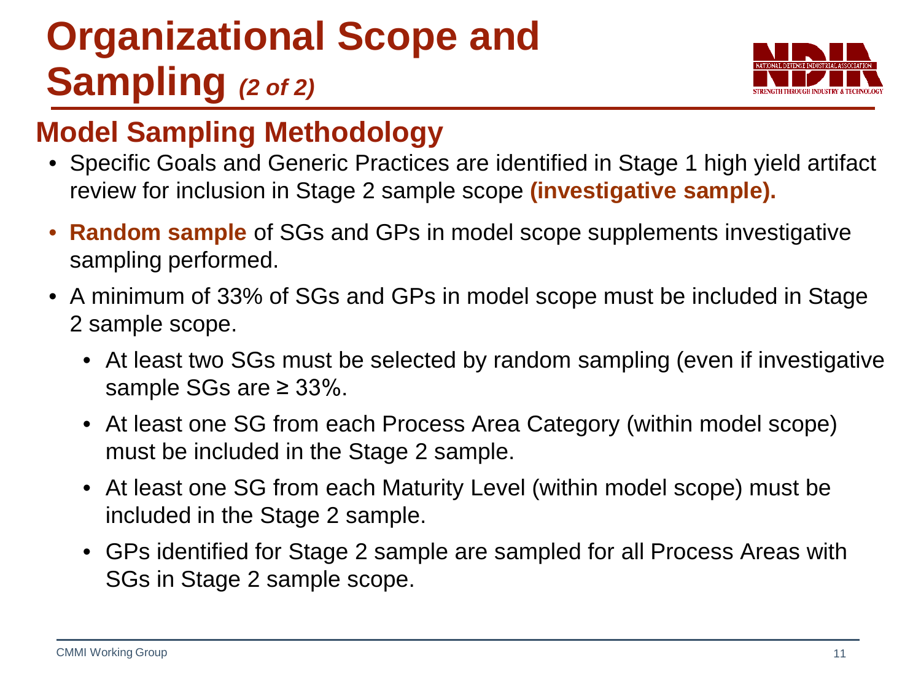# Organizational Scope and Sampling *(2 of 2)*

## Model Sampling Methodology

- Specific Goals and Generic Practices are identified in Stage 1 high yield artifact review for inclusion in Stage 2 sample scope **(investigative sample).**
- **Random sample** of SGs and GPs in model scope supplements investigative sampling performed.
- A minimum of 33% of SGs and GPs in model scope must be included in Stage 2 sample scope.
  - At least two SGs must be selected by random sampling (even if investigative sample SGs are ≥ 33%.
  - At least one SG from each Process Area Category (within model scope) must be included in the Stage 2 sample.
  - At least one SG from each Maturity Level (within model scope) must be included in the Stage 2 sample.
  - GPs identified for Stage 2 sample are sampled for all Process Areas with SGs in Stage 2 sample scope.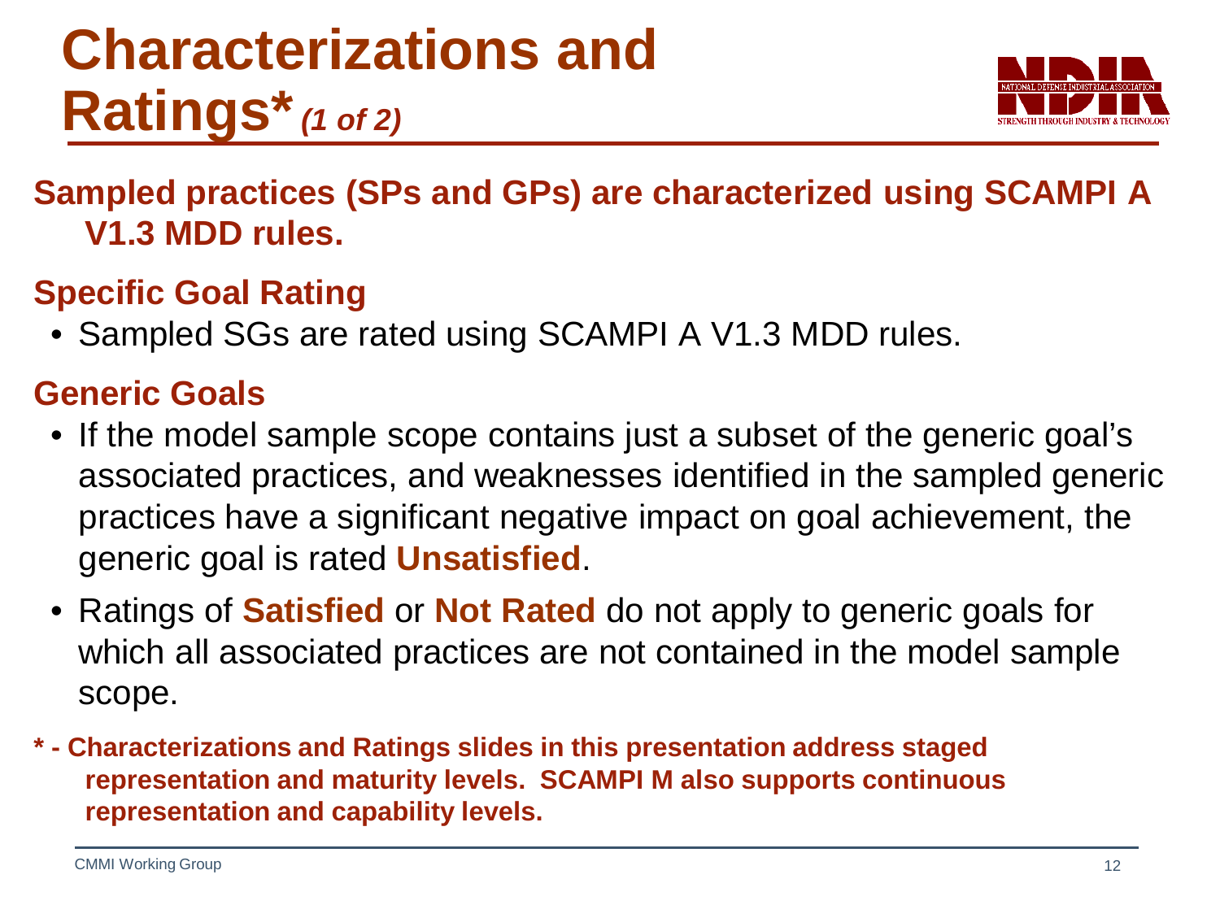# Characterizations and Ratings* *(1 of 2)*

**Sampled practices (SPs and GPs) are characterized using SCAMPI A V1.3 MDD rules.**

## Specific Goal Rating

- Sampled SGs are rated using SCAMPI A V1.3 MDD rules.

## Generic Goals

- If the model sample scope contains just a subset of the generic goal's associated practices, and weaknesses identified in the sampled generic practices have a significant negative impact on goal achievement, the generic goal is rated **Unsatisfied**.
- Ratings of **Satisfied** or **Not Rated** do not apply to generic goals for which all associated practices are not contained in the model sample scope.

**\* - Characterizations and Ratings slides in this presentation address staged representation and maturity levels. SCAMPI M also supports continuous representation and capability levels.**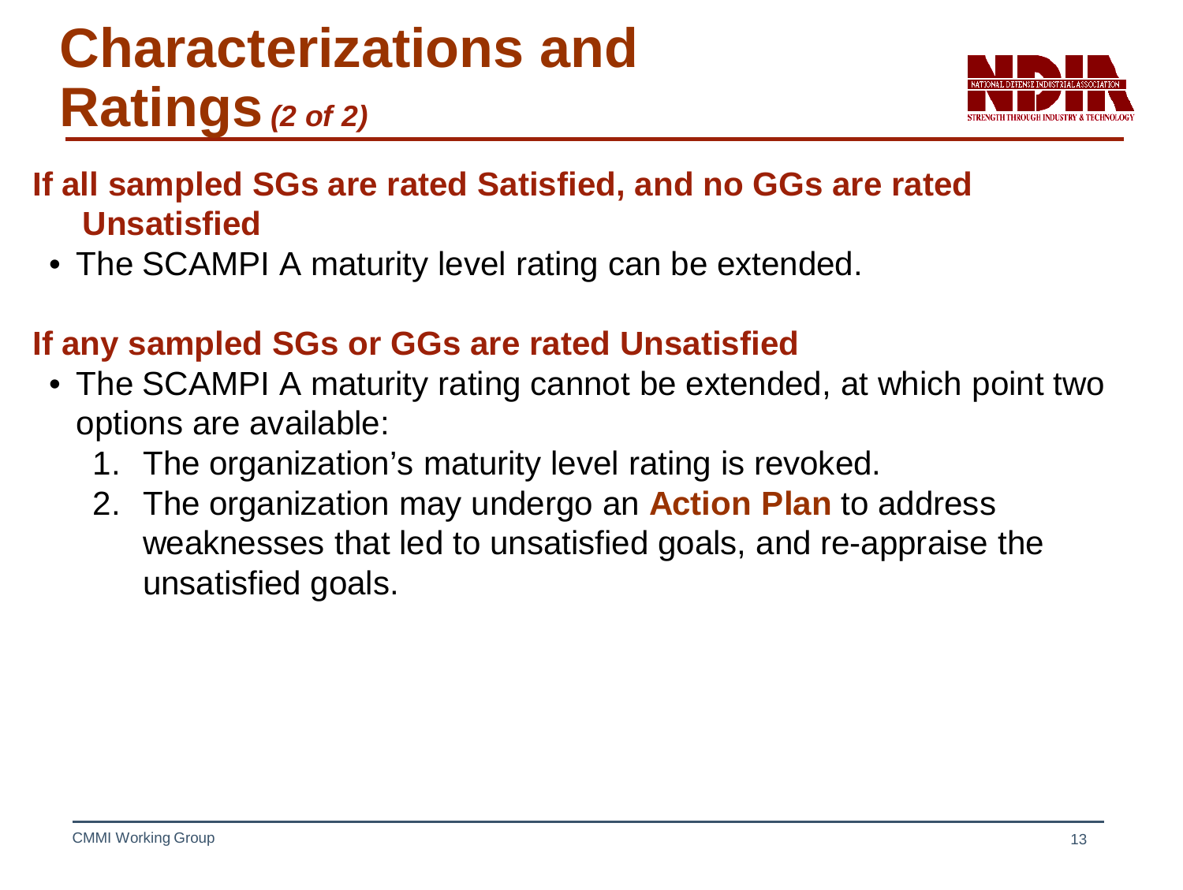# Characterizations and Ratings *(2 of 2)*

**If all sampled SGs are rated Satisfied, and no GGs are rated Unsatisfied**

- The SCAMPI A maturity level rating can be extended.

**If any sampled SGs or GGs are rated Unsatisfied**

- The SCAMPI A maturity rating cannot be extended, at which point two options are available:
  1. The organization's maturity level rating is revoked.
  2. The organization may undergo an **Action Plan** to address weaknesses that led to unsatisfied goals, and re-appraise the unsatisfied goals.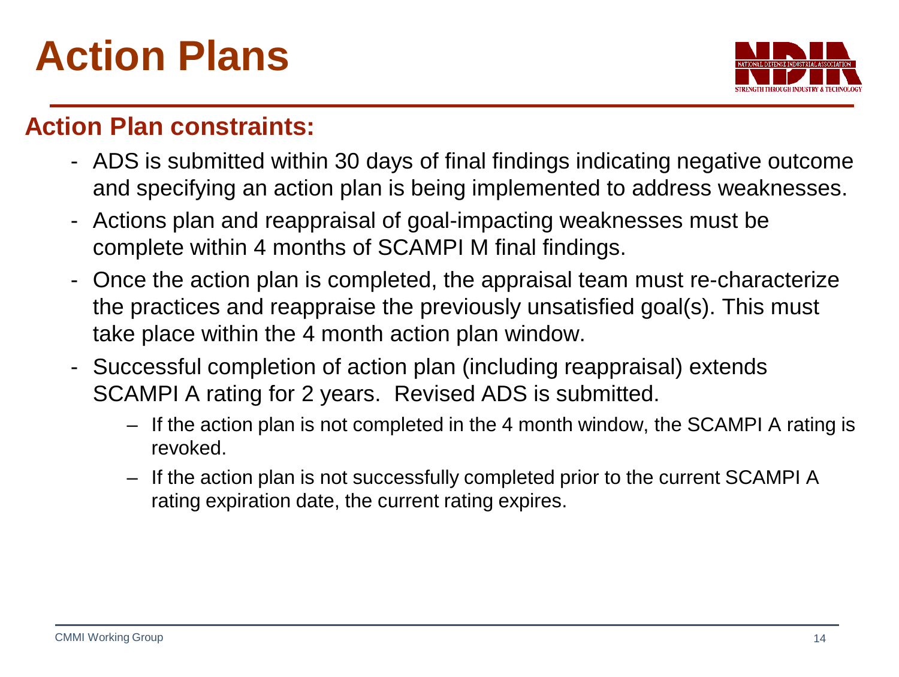# Action Plans

## Action Plan constraints:

- ADS is submitted within 30 days of final findings indicating negative outcome and specifying an action plan is being implemented to address weaknesses.
- Actions plan and reappraisal of goal-impacting weaknesses must be complete within 4 months of SCAMPI M final findings.
- Once the action plan is completed, the appraisal team must re-characterize the practices and reappraise the previously unsatisfied goal(s). This must take place within the 4 month action plan window.
- Successful completion of action plan (including reappraisal) extends SCAMPI A rating for 2 years. Revised ADS is submitted.
  - If the action plan is not completed in the 4 month window, the SCAMPI A rating is revoked.
  - If the action plan is not successfully completed prior to the current SCAMPI A rating expiration date, the current rating expires.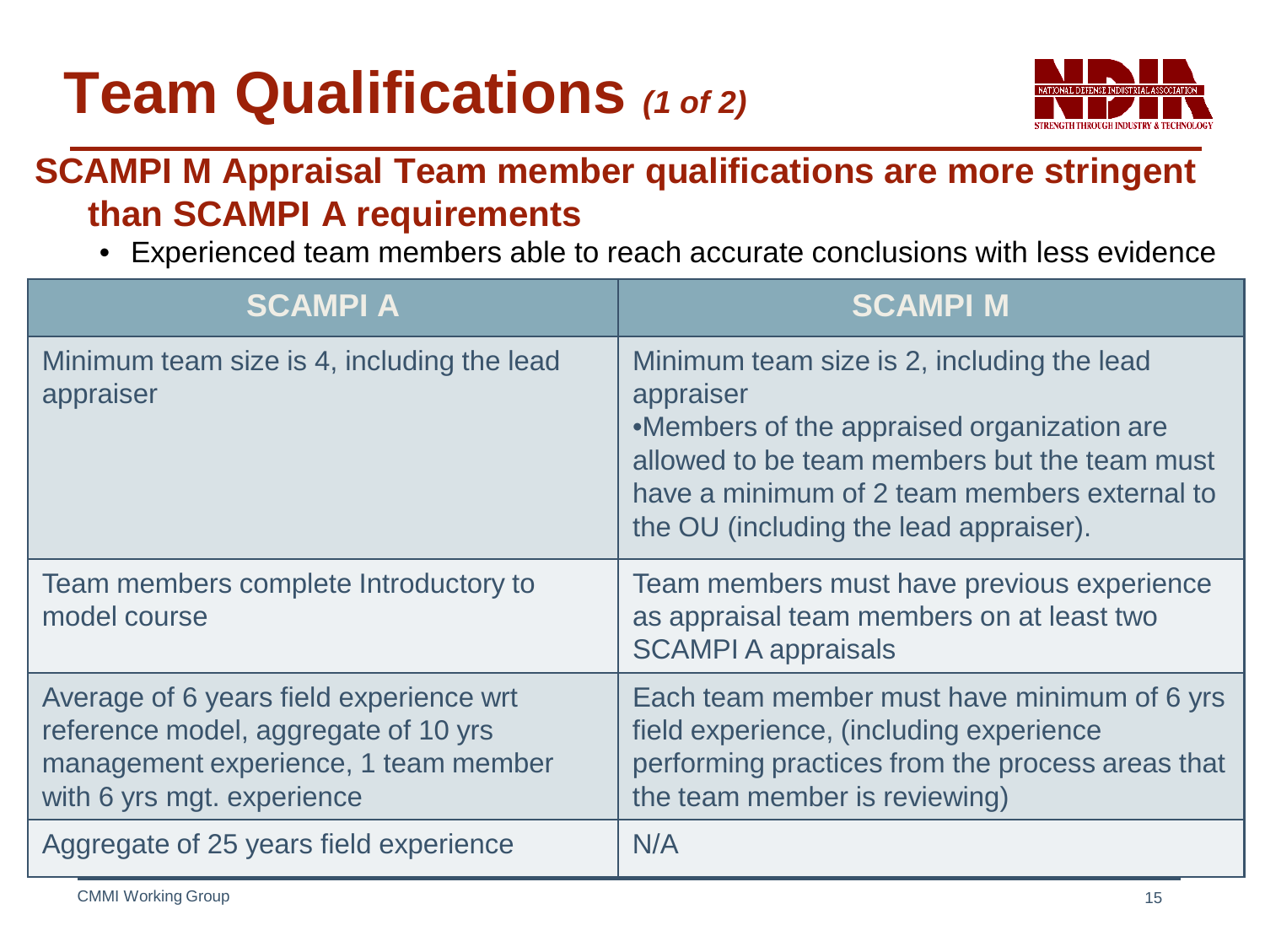# Team Qualifications *(1 of 2)*

**SCAMPI M Appraisal Team member qualifications are more stringent than SCAMPI A requirements**

- Experienced team members able to reach accurate conclusions with less evidence

| SCAMPI A | SCAMPI M |
|---|---|
| Minimum team size is 4, including the lead appraiser | Minimum team size is 2, including the lead appraiser<br>•Members of the appraised organization are allowed to be team members but the team must have a minimum of 2 team members external to the OU (including the lead appraiser). |
| Team members complete Introductory to model course | Team members must have previous experience as appraisal team members on at least two SCAMPI A appraisals |
| Average of 6 years field experience wrt reference model, aggregate of 10 yrs management experience, 1 team member with 6 yrs mgt. experience | Each team member must have minimum of 6 yrs field experience, (including experience performing practices from the process areas that the team member is reviewing) |
| Aggregate of 25 years field experience | N/A |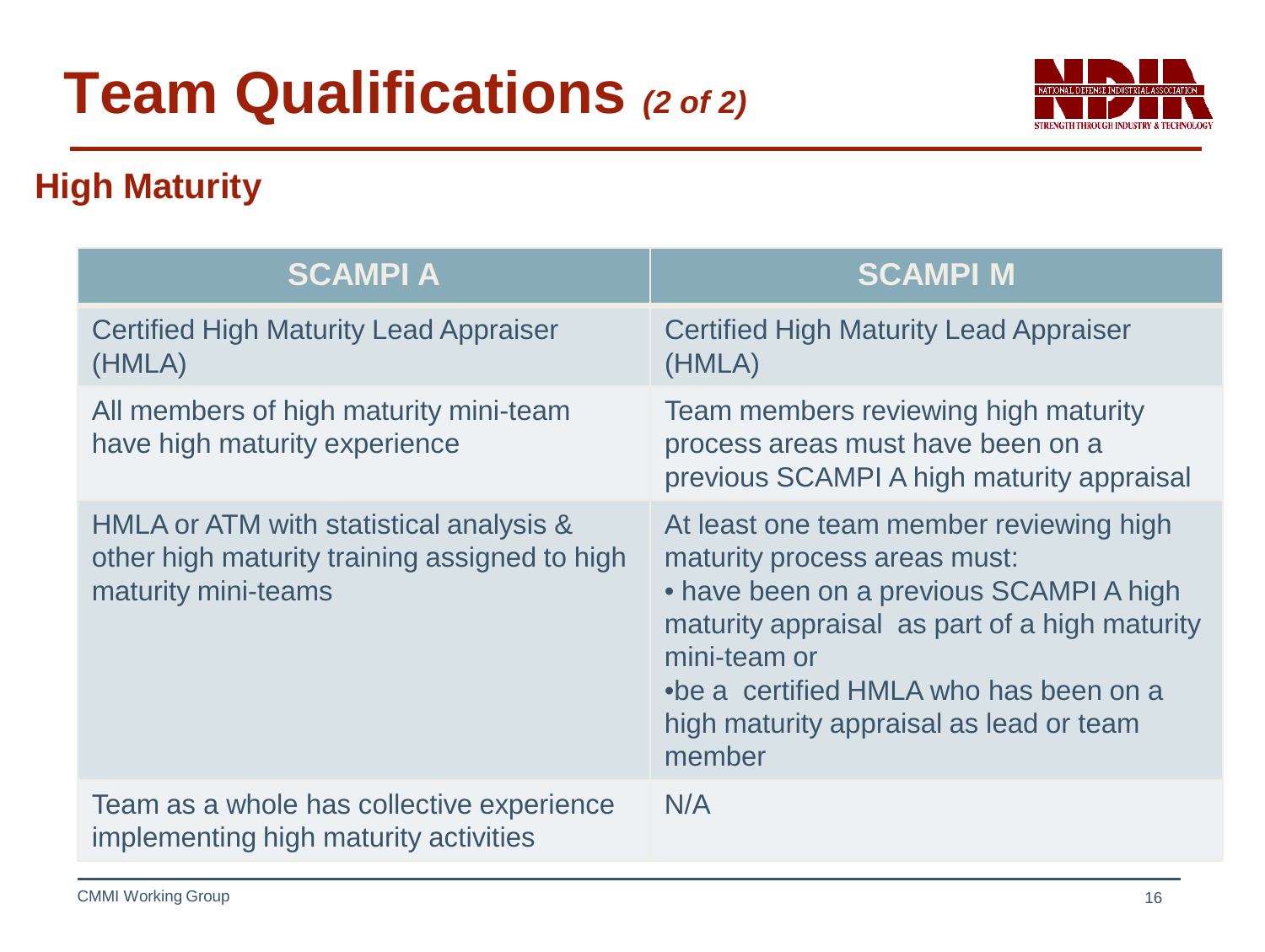# Team Qualifications *(2 of 2)*

## High Maturity

| SCAMPI A | SCAMPI M |
|---|---|
| Certified High Maturity Lead Appraiser (HMLA) | Certified High Maturity Lead Appraiser (HMLA) |
| All members of high maturity mini-team have high maturity experience | Team members reviewing high maturity process areas must have been on a previous SCAMPI A high maturity appraisal |
| HMLA or ATM with statistical analysis & other high maturity training assigned to high maturity mini-teams | At least one team member reviewing high maturity process areas must:<br>• have been on a previous SCAMPI A high maturity appraisal as part of a high maturity mini-team or<br>• be a certified HMLA who has been on a high maturity appraisal as lead or team member |
| Team as a whole has collective experience implementing high maturity activities | N/A |

CMMI Working Group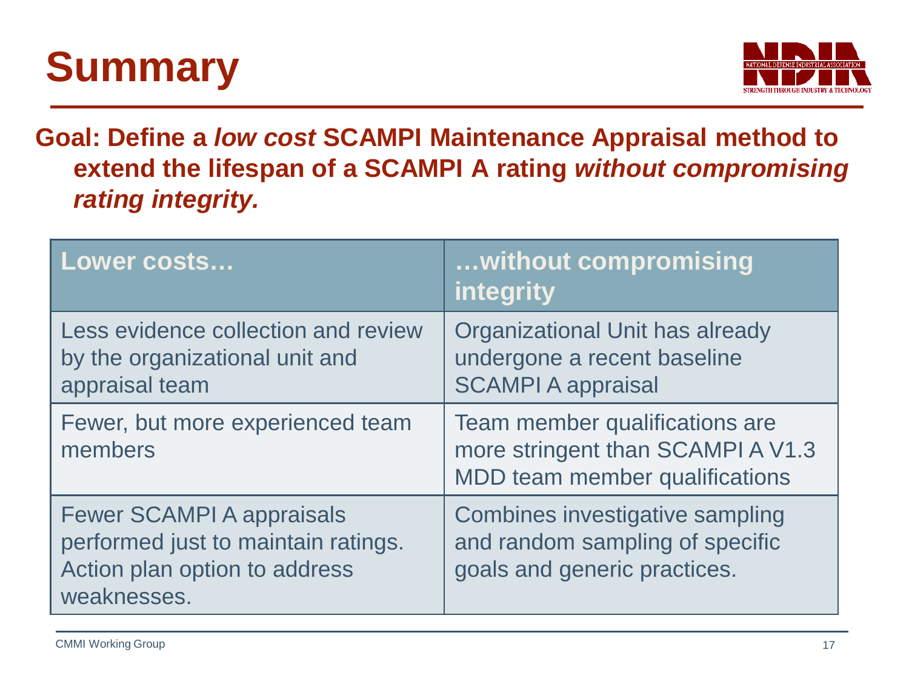# Summary

**Goal: Define a *low cost* SCAMPI Maintenance Appraisal method to extend the lifespan of a SCAMPI A rating *without compromising rating integrity.***

| Lower costs… | …without compromising integrity |
|---|---|
| Less evidence collection and review by the organizational unit and appraisal team | Organizational Unit has already undergone a recent baseline SCAMPI A appraisal |
| Fewer, but more experienced team members | Team member qualifications are more stringent than SCAMPI A V1.3 MDD team member qualifications |
| Fewer SCAMPI A appraisals performed just to maintain ratings. Action plan option to address weaknesses. | Combines investigative sampling and random sampling of specific goals and generic practices. |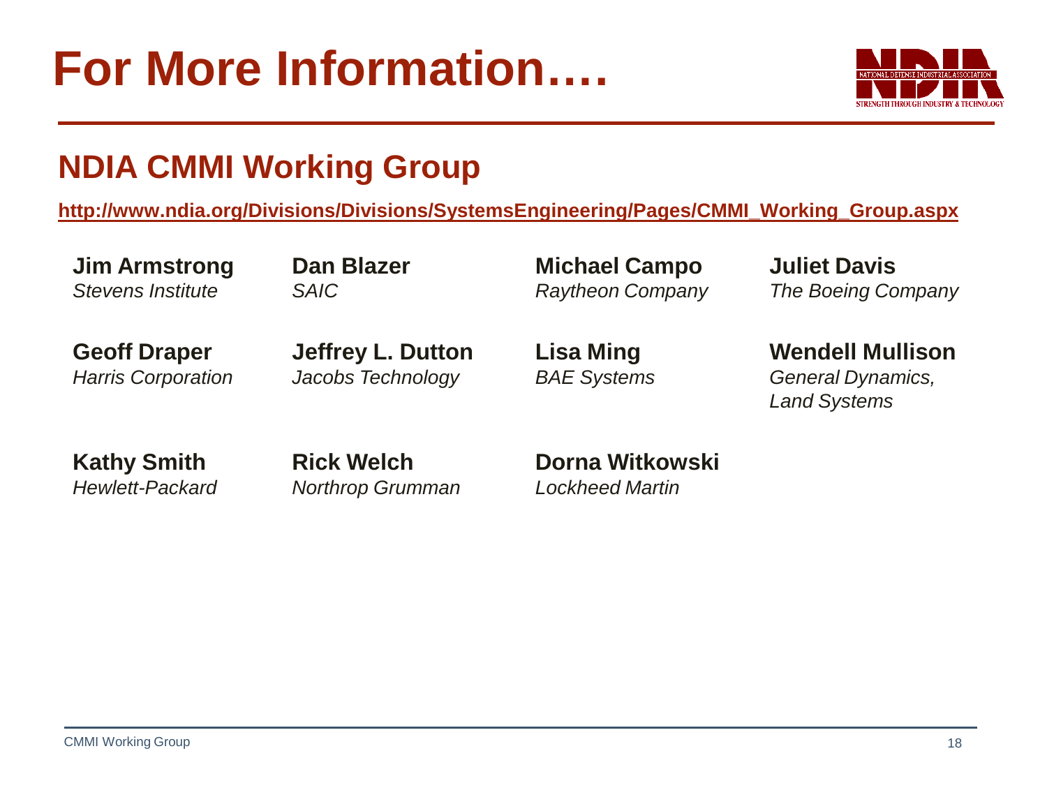# For More Information….

## NDIA CMMI Working Group

**http://www.ndia.org/Divisions/Divisions/SystemsEngineering/Pages/CMMI_Working_Group.aspx**

**Jim Armstrong**
*Stevens Institute*

**Dan Blazer**
*SAIC*

**Michael Campo**
*Raytheon Company*

**Juliet Davis**
*The Boeing Company*

**Geoff Draper**
*Harris Corporation*

**Jeffrey L. Dutton**
*Jacobs Technology*

**Lisa Ming**
*BAE Systems*

**Wendell Mullison**
*General Dynamics, Land Systems*

**Kathy Smith**
*Hewlett-Packard*

**Rick Welch**
*Northrop Grumman*

**Dorna Witkowski**
*Lockheed Martin*